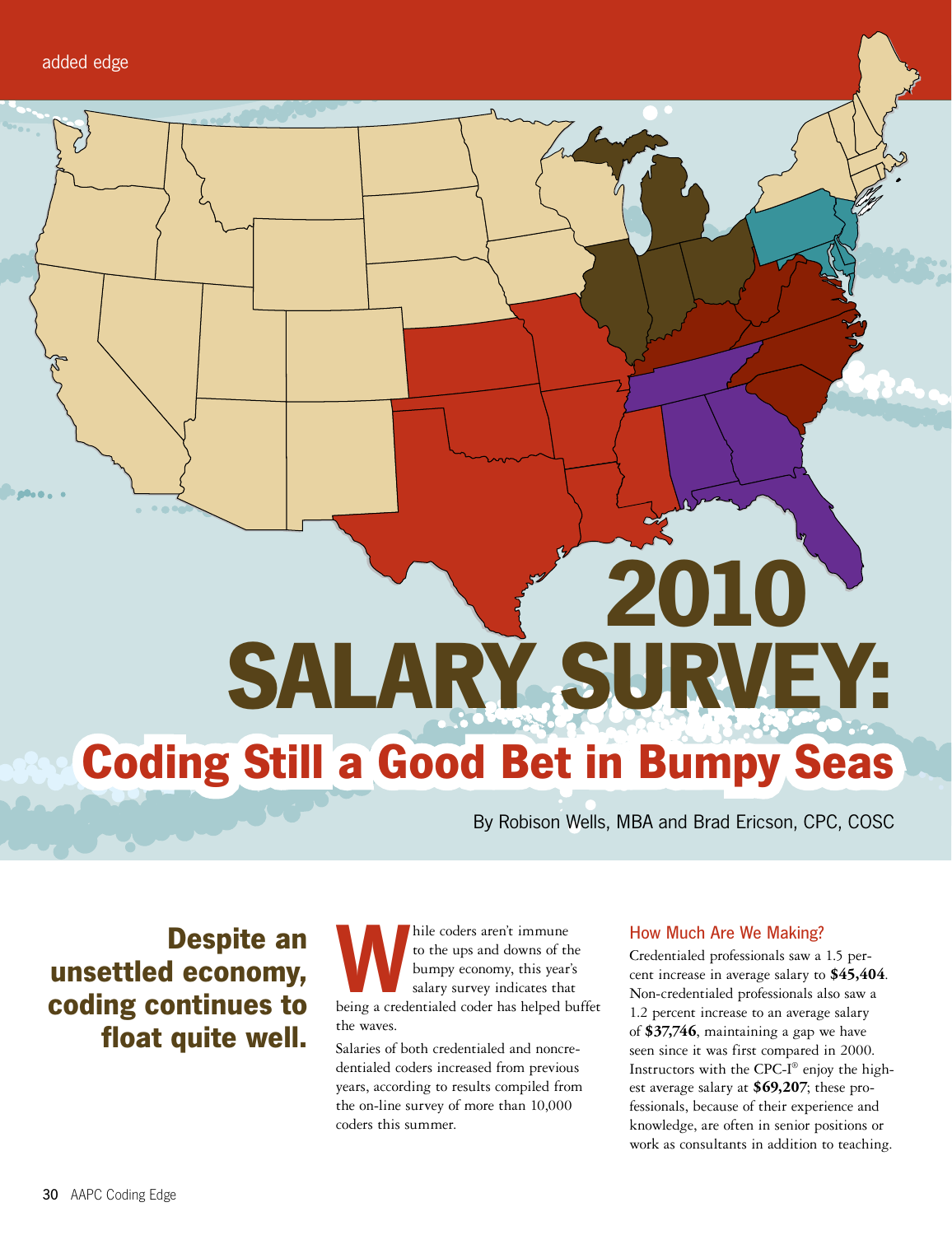added edge

# 2010 SALARY SURVEY:

## Coding Still a Good Bet in Bumpy Seas

By Robison Wells, MBA and Brad Ericson, CPC, COSC

**Despite an unsettled economy, coding continues to float quite well.**

While coders aren't immune to the ups and downs of the bumpy economy, this year's salary survey indicates that being a credentialed coder has helped buffet the waves.

Salaries of both credentialed and noncredentialed coders increased from previous years, according to results compiled from the on-line survey of more than 10,000 coders this summer.

### How Much Are We Making?

Credentialed professionals saw a 1.5 percent increase in average salary to **$45,404**. Non-credentialed professionals also saw a 1.2 percent increase to an average salary of **$37,746**, maintaining a gap we have seen since it was first compared in 2000. Instructors with the CPC-I® enjoy the highest average salary at **$69,207**; these professionals, because of their experience and knowledge, are often in senior positions or work as consultants in addition to teaching.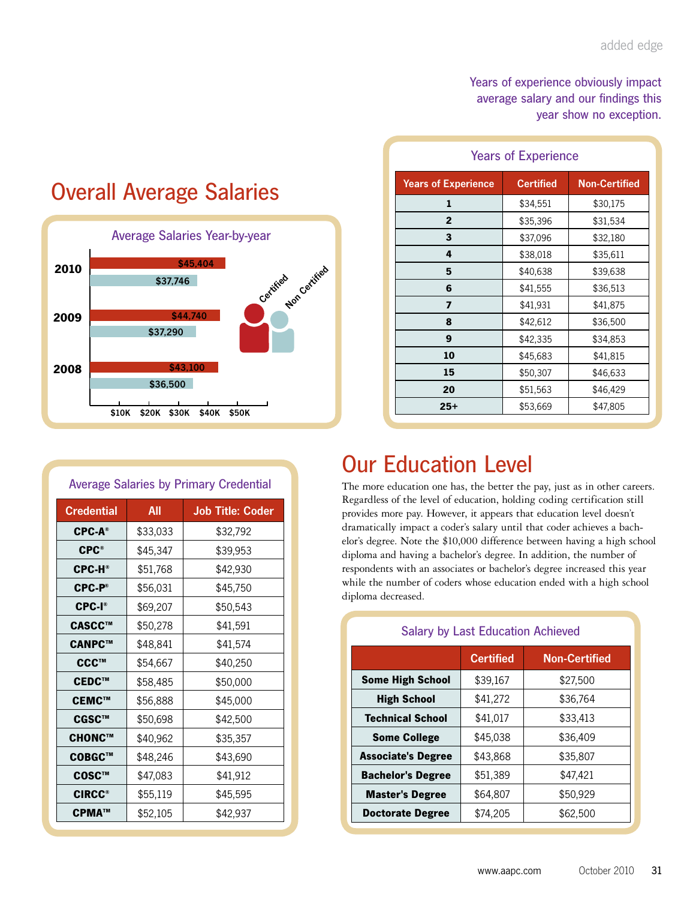Years of experience obviously impact average salary and our findings this year show no exception.

## Overall Average Salaries

### Average Salaries Year-by-year

| Year | Certified | Non Certified |
|---|---|---|
| 2010 | $45,404 | $37,746 |
| 2009 | $44,740 | $37,290 |
| 2008 | $43,100 | $36,500 |

### Years of Experience

| Years of Experience | Certified | Non-Certified |
|---|---|---|
| 1 | $34,551 | $30,175 |
| 2 | $35,396 | $31,534 |
| 3 | $37,096 | $32,180 |
| 4 | $38,018 | $35,611 |
| 5 | $40,638 | $39,638 |
| 6 | $41,555 | $36,513 |
| 7 | $41,931 | $41,875 |
| 8 | $42,612 | $36,500 |
| 9 | $42,335 | $34,853 |
| 10 | $45,683 | $41,815 |
| 15 | $50,307 | $46,633 |
| 20 | $51,563 | $46,429 |
| 25+ | $53,669 | $47,805 |

### Average Salaries by Primary Credential

| Credential | All | Job Title: Coder |
|---|---|---|
| CPC-A® | $33,033 | $32,792 |
| CPC® | $45,347 | $39,953 |
| CPC-H® | $51,768 | $42,930 |
| CPC-P® | $56,031 | $45,750 |
| CPC-I® | $69,207 | $50,543 |
| CASCC™ | $50,278 | $41,591 |
| CANPC™ | $48,841 | $41,574 |
| CCC™ | $54,667 | $40,250 |
| CEDC™ | $58,485 | $50,000 |
| CEMC™ | $56,888 | $45,000 |
| CGSC™ | $50,698 | $42,500 |
| CHONC™ | $40,962 | $35,357 |
| COBGC™ | $48,246 | $43,690 |
| COSC™ | $47,083 | $41,912 |
| CIRCC® | $55,119 | $45,595 |
| CPMA™ | $52,105 | $42,937 |

## Our Education Level

The more education one has, the better the pay, just as in other careers. Regardless of the level of education, holding coding certification still provides more pay. However, it appears that education level doesn't dramatically impact a coder's salary until that coder achieves a bachelor's degree. Note the $10,000 difference between having a high school diploma and having a bachelor's degree. In addition, the number of respondents with an associates or bachelor's degree increased this year while the number of coders whose education ended with a high school diploma decreased.

### Salary by Last Education Achieved

| | Certified | Non-Certified |
|---|---|---|
| Some High School | $39,167 | $27,500 |
| High School | $41,272 | $36,764 |
| Technical School | $41,017 | $33,413 |
| Some College | $45,038 | $36,409 |
| Associate's Degree | $43,868 | $35,807 |
| Bachelor's Degree | $51,389 | $47,421 |
| Master's Degree | $64,807 | $50,929 |
| Doctorate Degree | $74,205 | $62,500 |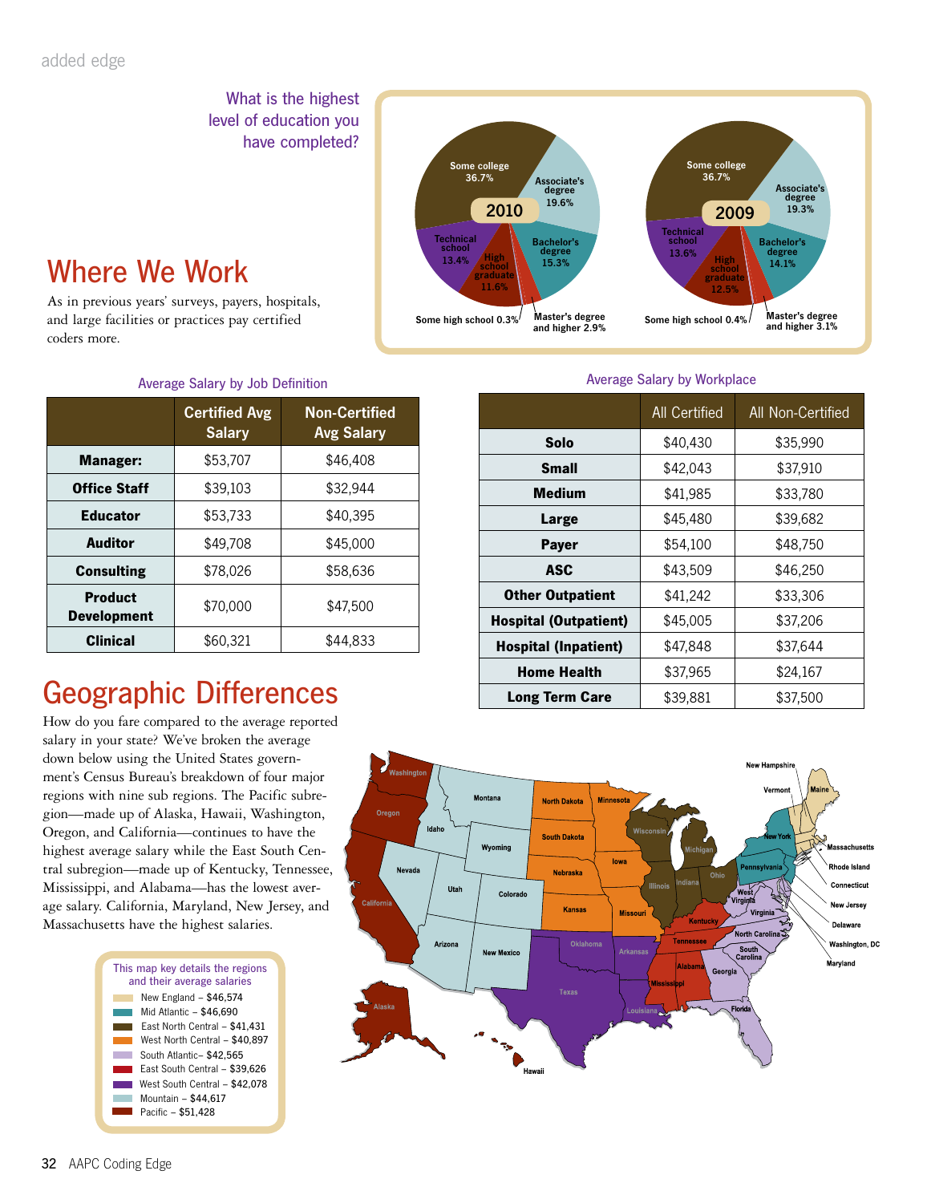What is the highest level of education you have completed?

**2010**

- Some college 36.7%
- Associate's degree 19.6%
- Bachelor's degree 15.3%
- Master's degree and higher 2.9%
- Some high school 0.3%
- High school graduate 11.6%
- Technical school 13.4%

**2009**

- Some college 36.7%
- Associate's degree 19.3%
- Bachelor's degree 14.1%
- Master's degree and higher 3.1%
- Some high school 0.4%
- High school graduate 12.5%
- Technical school 13.6%

# Where We Work

As in previous years' surveys, payers, hospitals, and large facilities or practices pay certified coders more.

Average Salary by Job Definition

| | Certified Avg Salary | Non-Certified Avg Salary |
|---|---|---|
| **Manager:** | $53,707 | $46,408 |
| **Office Staff** | $39,103 | $32,944 |
| **Educator** | $53,733 | $40,395 |
| **Auditor** | $49,708 | $45,000 |
| **Consulting** | $78,026 | $58,636 |
| **Product Development** | $70,000 | $47,500 |
| **Clinical** | $60,321 | $44,833 |

Average Salary by Workplace

| | All Certified | All Non-Certified |
|---|---|---|
| **Solo** | $40,430 | $35,990 |
| **Small** | $42,043 | $37,910 |
| **Medium** | $41,985 | $33,780 |
| **Large** | $45,480 | $39,682 |
| **Payer** | $54,100 | $48,750 |
| **ASC** | $43,509 | $46,250 |
| **Other Outpatient** | $41,242 | $33,306 |
| **Hospital (Outpatient)** | $45,005 | $37,206 |
| **Hospital (Inpatient)** | $47,848 | $37,644 |
| **Home Health** | $37,965 | $24,167 |
| **Long Term Care** | $39,881 | $37,500 |

# Geographic Differences

How do you fare compared to the average reported salary in your state? We've broken the average down below using the United States government's Census Bureau's breakdown of four major regions with nine sub regions. The Pacific subregion—made up of Alaska, Hawaii, Washington, Oregon, and California—continues to have the highest average salary while the East South Central subregion—made up of Kentucky, Tennessee, Mississippi, and Alabama—has the lowest average salary. California, Maryland, New Jersey, and Massachusetts have the highest salaries.

This map key details the regions and their average salaries

- New England – $46,574
- Mid Atlantic – $46,690
- East North Central – $41,431
- West North Central – $40,897
- South Atlantic– $42,565
- East South Central – $39,626
- West South Central – $42,078
- Mountain – $44,617
- Pacific – $51,428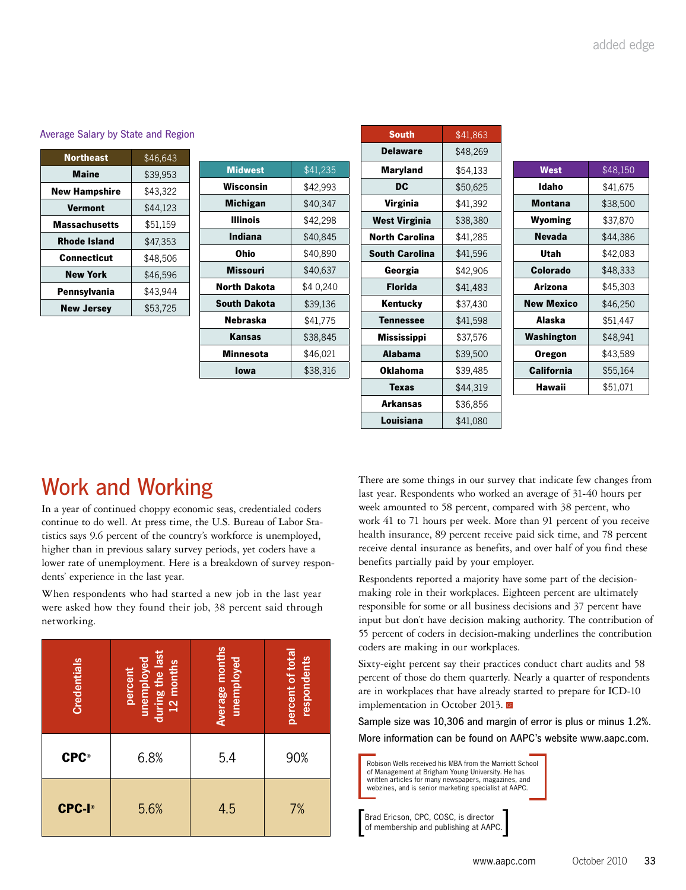### Average Salary by State and Region

| Northeast | $46,643 |
|---|---|
| Maine | $39,953 |
| New Hampshire | $43,322 |
| Vermont | $44,123 |
| Massachusetts | $51,159 |
| Rhode Island | $47,353 |
| Connecticut | $48,506 |
| New York | $46,596 |
| Pennsylvania | $43,944 |
| New Jersey | $53,725 |

| Midwest | $41,235 |
|---|---|
| Wisconsin | $42,993 |
| Michigan | $40,347 |
| Illinois | $42,298 |
| Indiana | $40,845 |
| Ohio | $40,890 |
| Missouri | $40,637 |
| North Dakota | $4 0,240 |
| South Dakota | $39,136 |
| Nebraska | $41,775 |
| Kansas | $38,845 |
| Minnesota | $46,021 |
| Iowa | $38,316 |

| South | $41,863 |
|---|---|
| Delaware | $48,269 |
| Maryland | $54,133 |
| DC | $50,625 |
| Virginia | $41,392 |
| West Virginia | $38,380 |
| North Carolina | $41,285 |
| South Carolina | $41,596 |
| Georgia | $42,906 |
| Florida | $41,483 |
| Kentucky | $37,430 |
| Tennessee | $41,598 |
| Mississippi | $37,576 |
| Alabama | $39,500 |
| Oklahoma | $39,485 |
| Texas | $44,319 |
| Arkansas | $36,856 |
| Louisiana | $41,080 |

| West | $48,150 |
|---|---|
| Idaho | $41,675 |
| Montana | $38,500 |
| Wyoming | $37,870 |
| Nevada | $44,386 |
| Utah | $42,083 |
| Colorado | $48,333 |
| Arizona | $45,303 |
| New Mexico | $46,250 |
| Alaska | $51,447 |
| Washington | $48,941 |
| Oregon | $43,589 |
| California | $55,164 |
| Hawaii | $51,071 |

# Work and Working

In a year of continued choppy economic seas, credentialed coders continue to do well. At press time, the U.S. Bureau of Labor Statistics says 9.6 percent of the country's workforce is unemployed, higher than in previous salary survey periods, yet coders have a lower rate of unemployment. Here is a breakdown of survey respondents' experience in the last year.

When respondents who had started a new job in the last year were asked how they found their job, 38 percent said through networking.

| Credentials | percent unemployed during the last 12 months | Average months unemployed | percent of total respondents |
|---|---|---|---|
| CPC® | 6.8% | 5.4 | 90% |
| CPC-I® | 5.6% | 4.5 | 7% |

There are some things in our survey that indicate few changes from last year. Respondents who worked an average of 31-40 hours per week amounted to 58 percent, compared with 38 percent, who work 41 to 71 hours per week. More than 91 percent of you receive health insurance, 89 percent receive paid sick time, and 78 percent receive dental insurance as benefits, and over half of you find these benefits partially paid by your employer.

Respondents reported a majority have some part of the decision-making role in their workplaces. Eighteen percent are ultimately responsible for some or all business decisions and 37 percent have input but don't have decision making authority. The contribution of 55 percent of coders in decision-making underlines the contribution coders are making in our workplaces.

Sixty-eight percent say their practices conduct chart audits and 58 percent of those do them quarterly. Nearly a quarter of respondents are in workplaces that have already started to prepare for ICD-10 implementation in October 2013.

Sample size was 10,306 and margin of error is plus or minus 1.2%. More information can be found on AAPC's website www.aapc.com.

Robison Wells received his MBA from the Marriott School of Management at Brigham Young University. He has written articles for many newspapers, magazines, and webzines, and is senior marketing specialist at AAPC.

Brad Ericson, CPC, COSC, is director of membership and publishing at AAPC.